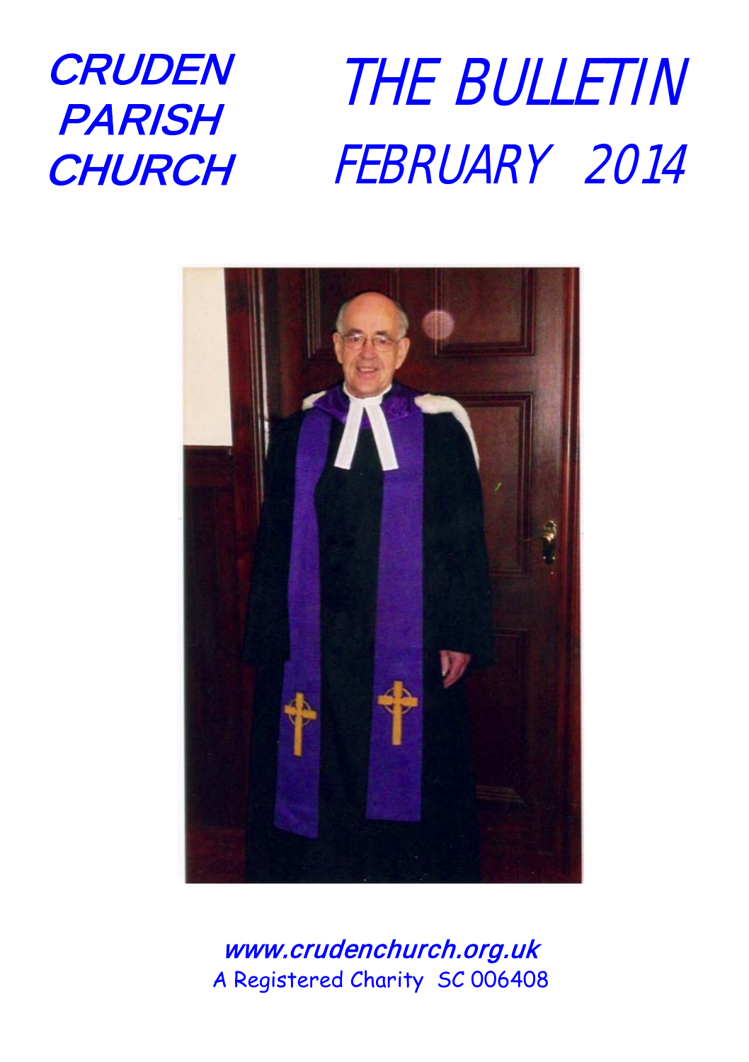# CRUDEN PARISH CHURCH

# THE BULLETIN
## FEBRUARY 2014

**www.crudenchurch.org.uk**
A Registered Charity SC 006408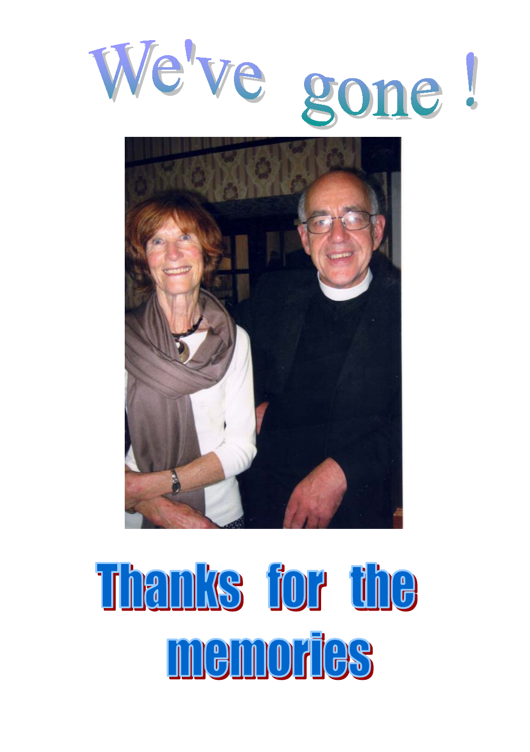# We've gone !

# Thanks for the memories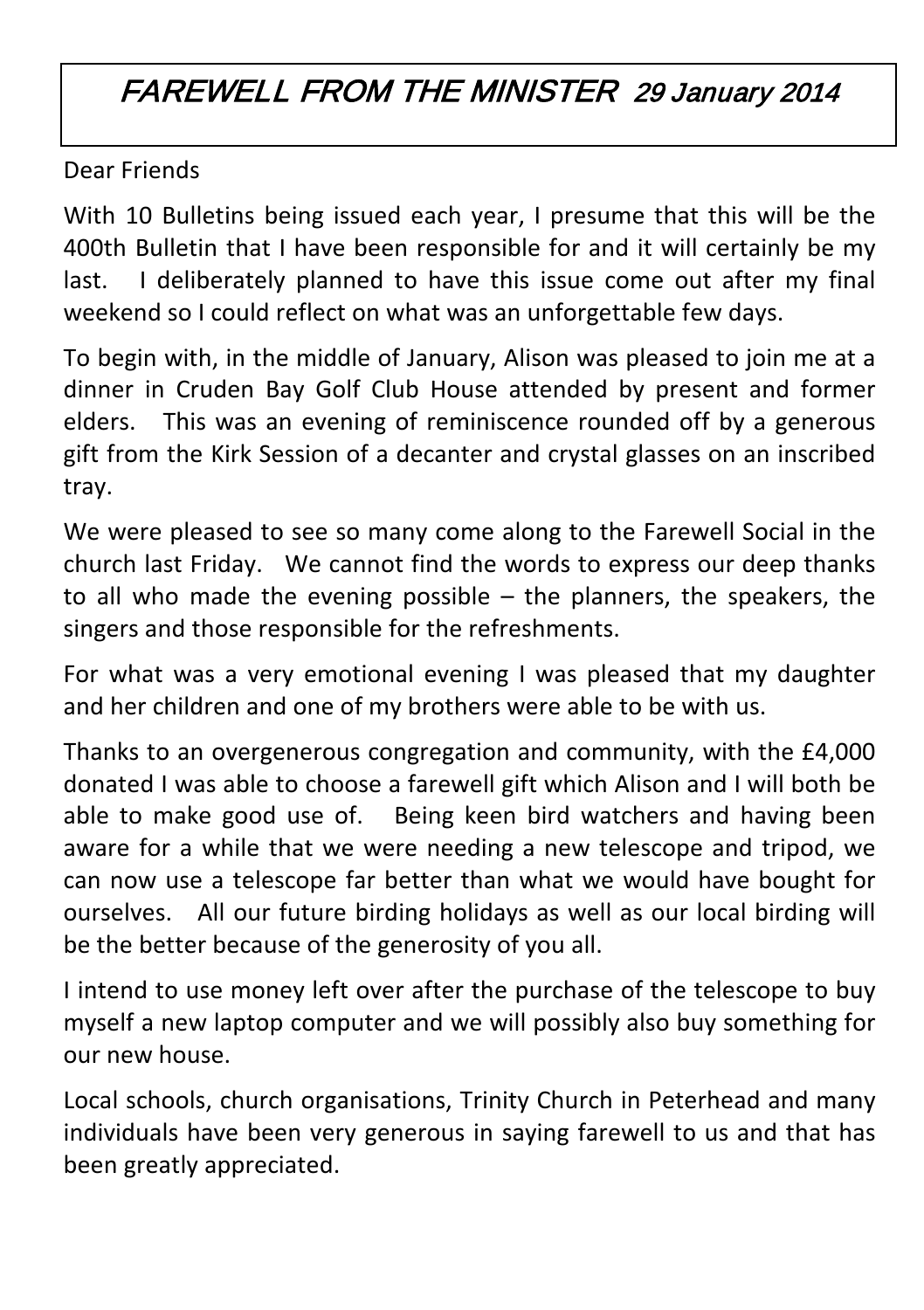# *FAREWELL FROM THE MINISTER 29 January 2014*

Dear Friends

With 10 Bulletins being issued each year, I presume that this will be the 400th Bulletin that I have been responsible for and it will certainly be my last. I deliberately planned to have this issue come out after my final weekend so I could reflect on what was an unforgettable few days.

To begin with, in the middle of January, Alison was pleased to join me at a dinner in Cruden Bay Golf Club House attended by present and former elders. This was an evening of reminiscence rounded off by a generous gift from the Kirk Session of a decanter and crystal glasses on an inscribed tray.

We were pleased to see so many come along to the Farewell Social in the church last Friday. We cannot find the words to express our deep thanks to all who made the evening possible – the planners, the speakers, the singers and those responsible for the refreshments.

For what was a very emotional evening I was pleased that my daughter and her children and one of my brothers were able to be with us.

Thanks to an overgenerous congregation and community, with the £4,000 donated I was able to choose a farewell gift which Alison and I will both be able to make good use of. Being keen bird watchers and having been aware for a while that we were needing a new telescope and tripod, we can now use a telescope far better than what we would have bought for ourselves. All our future birding holidays as well as our local birding will be the better because of the generosity of you all.

I intend to use money left over after the purchase of the telescope to buy myself a new laptop computer and we will possibly also buy something for our new house.

Local schools, church organisations, Trinity Church in Peterhead and many individuals have been very generous in saying farewell to us and that has been greatly appreciated.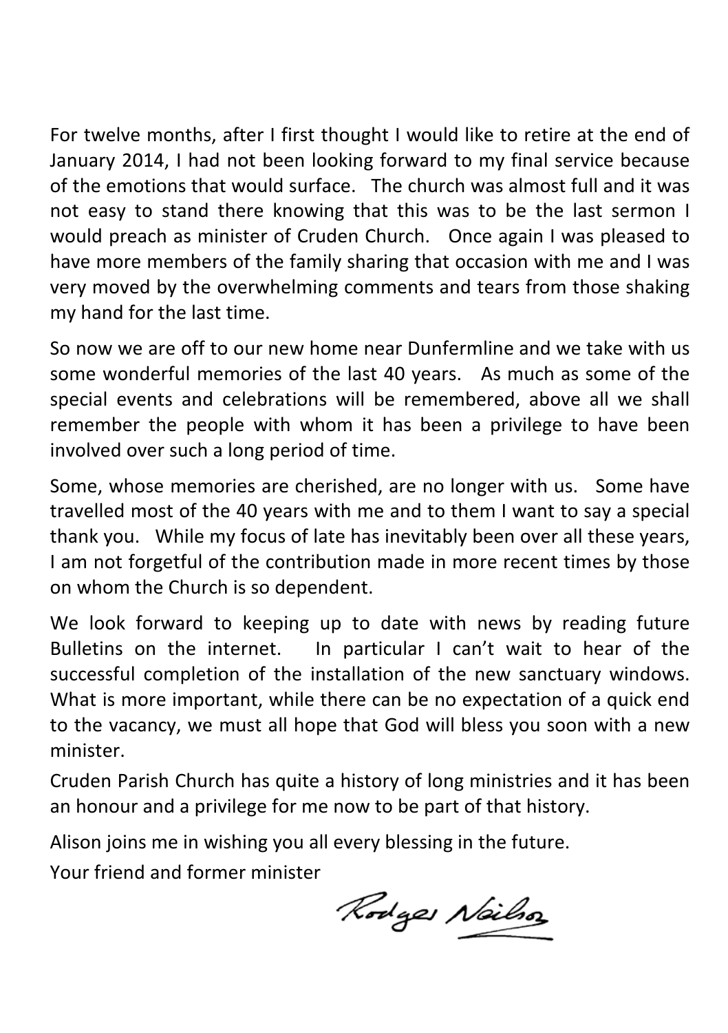For twelve months, after I first thought I would like to retire at the end of January 2014, I had not been looking forward to my final service because of the emotions that would surface. The church was almost full and it was not easy to stand there knowing that this was to be the last sermon I would preach as minister of Cruden Church. Once again I was pleased to have more members of the family sharing that occasion with me and I was very moved by the overwhelming comments and tears from those shaking my hand for the last time.

So now we are off to our new home near Dunfermline and we take with us some wonderful memories of the last 40 years. As much as some of the special events and celebrations will be remembered, above all we shall remember the people with whom it has been a privilege to have been involved over such a long period of time.

Some, whose memories are cherished, are no longer with us. Some have travelled most of the 40 years with me and to them I want to say a special thank you. While my focus of late has inevitably been over all these years, I am not forgetful of the contribution made in more recent times by those on whom the Church is so dependent.

We look forward to keeping up to date with news by reading future Bulletins on the internet. In particular I can't wait to hear of the successful completion of the installation of the new sanctuary windows. What is more important, while there can be no expectation of a quick end to the vacancy, we must all hope that God will bless you soon with a new minister.

Cruden Parish Church has quite a history of long ministries and it has been an honour and a privilege for me now to be part of that history.

Alison joins me in wishing you all every blessing in the future.

Your friend and former minister

Rodger Neilson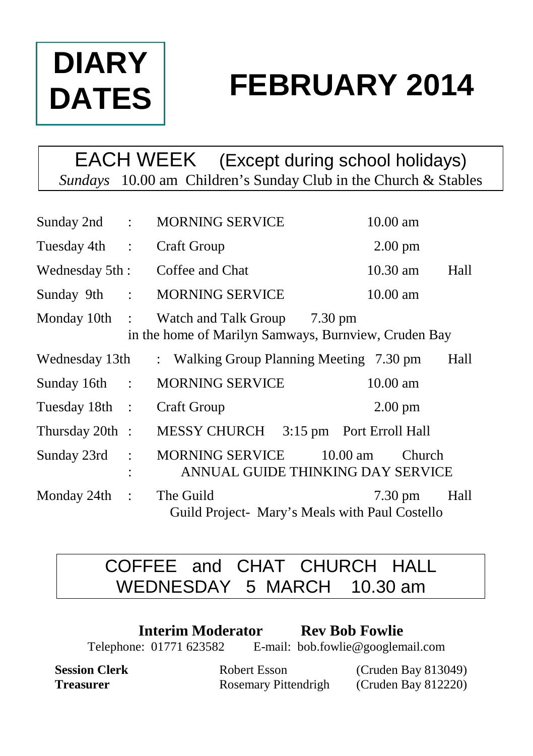# DIARY DATES

# FEBRUARY 2014

**EACH WEEK** (Except during school holidays)
*Sundays* 10.00 am Children's Sunday Club in the Church & Stables

| | | | |
|---|---|---|---|
| Sunday 2nd : | MORNING SERVICE | 10.00 am | |
| Tuesday 4th : | Craft Group | 2.00 pm | |
| Wednesday 5th : | Coffee and Chat | 10.30 am | Hall |
| Sunday 9th : | MORNING SERVICE | 10.00 am | |
| Monday 10th : | Watch and Talk Group 7.30 pm in the home of Marilyn Samways, Burnview, Cruden Bay | | |
| Wednesday 13th : | Walking Group Planning Meeting | 7.30 pm | Hall |
| Sunday 16th : | MORNING SERVICE | 10.00 am | |
| Tuesday 18th : | Craft Group | 2.00 pm | |
| Thursday 20th : | MESSY CHURCH 3:15 pm Port Erroll Hall | | |
| Sunday 23rd : | MORNING SERVICE 10.00 am Church : ANNUAL GUIDE THINKING DAY SERVICE | | |
| Monday 24th : | The Guild — Guild Project- Mary's Meals with Paul Costello | 7.30 pm | Hall |

COFFEE and CHAT CHURCH HALL
WEDNESDAY 5 MARCH 10.30 am

**Interim Moderator** **Rev Bob Fowlie**
Telephone: 01771 623582 E-mail: bob.fowlie@googlemail.com

**Session Clerk** Robert Esson (Cruden Bay 813049)
**Treasurer** Rosemary Pittendrigh (Cruden Bay 812220)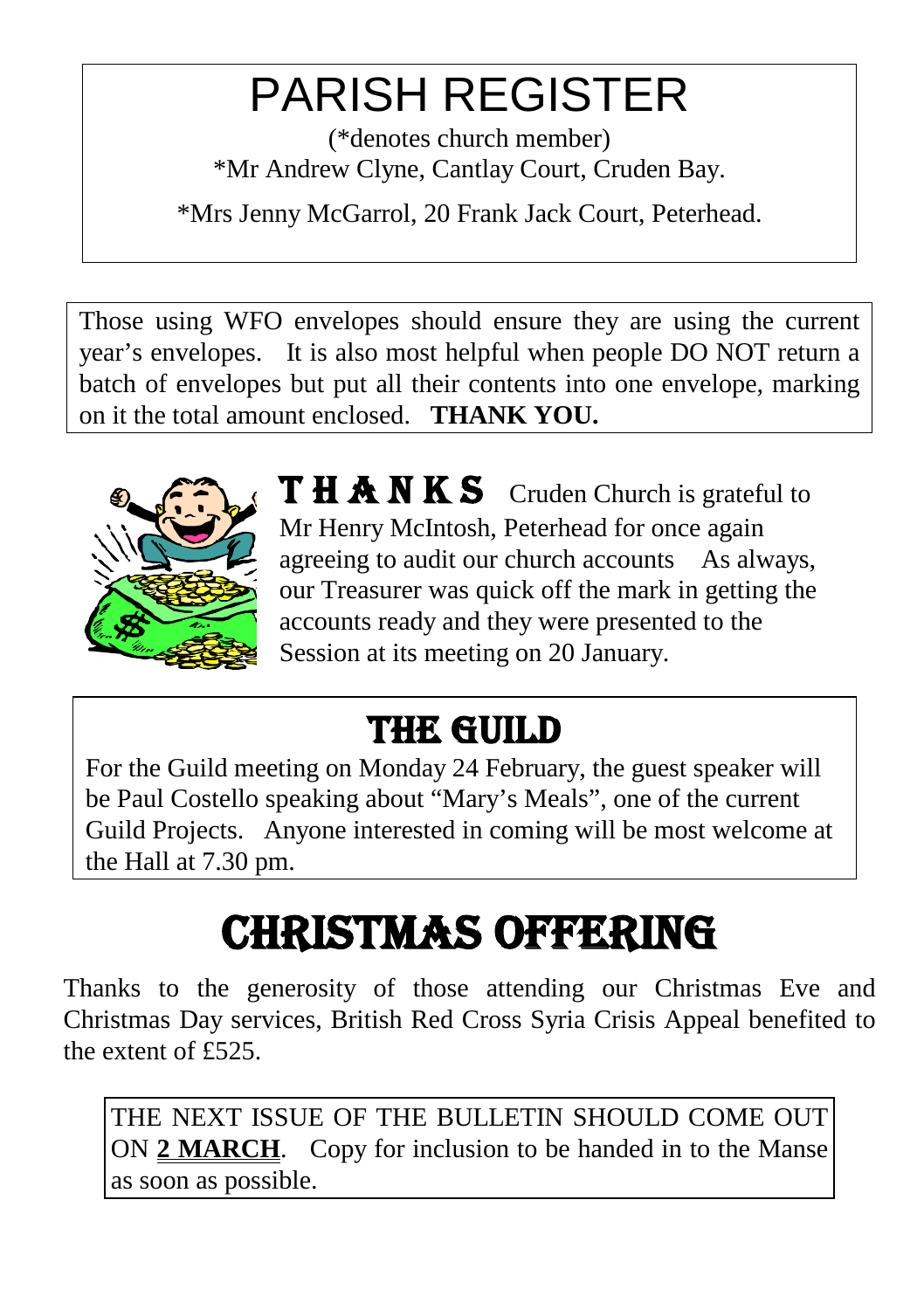# PARISH REGISTER

(*denotes church member)

*Mr Andrew Clyne, Cantlay Court, Cruden Bay.

*Mrs Jenny McGarrol, 20 Frank Jack Court, Peterhead.

Those using WFO envelopes should ensure they are using the current year's envelopes. It is also most helpful when people DO NOT return a batch of envelopes but put all their contents into one envelope, marking on it the total amount enclosed. **THANK YOU.**

**THANKS** Cruden Church is grateful to Mr Henry McIntosh, Peterhead for once again agreeing to audit our church accounts As always, our Treasurer was quick off the mark in getting the accounts ready and they were presented to the Session at its meeting on 20 January.

## THE GUILD

For the Guild meeting on Monday 24 February, the guest speaker will be Paul Costello speaking about "Mary's Meals", one of the current Guild Projects. Anyone interested in coming will be most welcome at the Hall at 7.30 pm.

# CHRISTMAS OFFERING

Thanks to the generosity of those attending our Christmas Eve and Christmas Day services, British Red Cross Syria Crisis Appeal benefited to the extent of £525.

THE NEXT ISSUE OF THE BULLETIN SHOULD COME OUT ON **2 MARCH**. Copy for inclusion to be handed in to the Manse as soon as possible.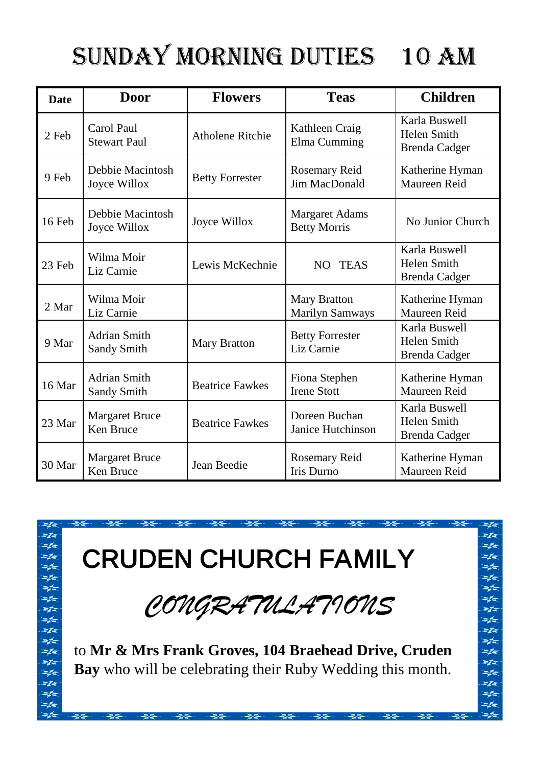# SUNDAY MORNING DUTIES 10 AM

| Date | Door | Flowers | Teas | Children |
|---|---|---|---|---|
| 2 Feb | Carol Paul<br>Stewart Paul | Atholene Ritchie | Kathleen Craig<br>Elma Cumming | Karla Buswell<br>Helen Smith<br>Brenda Cadger |
| 9 Feb | Debbie Macintosh<br>Joyce Willox | Betty Forrester | Rosemary Reid<br>Jim MacDonald | Katherine Hyman<br>Maureen Reid |
| 16 Feb | Debbie Macintosh<br>Joyce Willox | Joyce Willox | Margaret Adams<br>Betty Morris | No Junior Church |
| 23 Feb | Wilma Moir<br>Liz Carnie | Lewis McKechnie | NO TEAS | Karla Buswell<br>Helen Smith<br>Brenda Cadger |
| 2 Mar | Wilma Moir<br>Liz Carnie | | Mary Bratton<br>Marilyn Samways | Katherine Hyman<br>Maureen Reid |
| 9 Mar | Adrian Smith<br>Sandy Smith | Mary Bratton | Betty Forrester<br>Liz Carnie | Karla Buswell<br>Helen Smith<br>Brenda Cadger |
| 16 Mar | Adrian Smith<br>Sandy Smith | Beatrice Fawkes | Fiona Stephen<br>Irene Stott | Katherine Hyman<br>Maureen Reid |
| 23 Mar | Margaret Bruce<br>Ken Bruce | Beatrice Fawkes | Doreen Buchan<br>Janice Hutchinson | Karla Buswell<br>Helen Smith<br>Brenda Cadger |
| 30 Mar | Margaret Bruce<br>Ken Bruce | Jean Beedie | Rosemary Reid<br>Iris Durno | Katherine Hyman<br>Maureen Reid |

# CRUDEN CHURCH FAMILY

## *CONGRATULATIONS*

to **Mr & Mrs Frank Groves, 104 Braehead Drive, Cruden Bay** who will be celebrating their Ruby Wedding this month.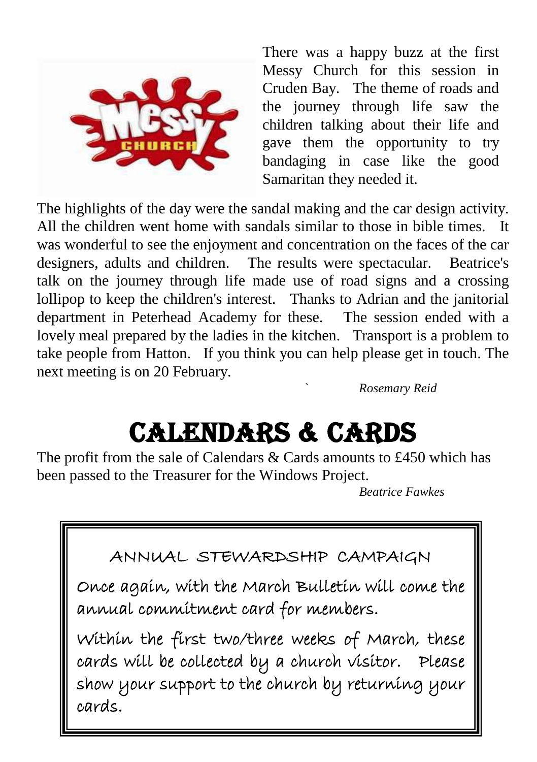There was a happy buzz at the first Messy Church for this session in Cruden Bay. The theme of roads and the journey through life saw the children talking about their life and gave them the opportunity to try bandaging in case like the good Samaritan they needed it.

The highlights of the day were the sandal making and the car design activity. All the children went home with sandals similar to those in bible times. It was wonderful to see the enjoyment and concentration on the faces of the car designers, adults and children. The results were spectacular. Beatrice's talk on the journey through life made use of road signs and a crossing lollipop to keep the children's interest. Thanks to Adrian and the janitorial department in Peterhead Academy for these. The session ended with a lovely meal prepared by the ladies in the kitchen. Transport is a problem to take people from Hatton. If you think you can help please get in touch. The next meeting is on 20 February.

*Rosemary Reid*

# CALENDARS & CARDS

The profit from the sale of Calendars & Cards amounts to £450 which has been passed to the Treasurer for the Windows Project.

*Beatrice Fawkes*

## ANNUAL STEWARDSHIP CAMPAIGN

Once again, with the March Bulletin will come the annual commitment card for members.

Within the first two/three weeks of March, these cards will be collected by a church visitor. Please show your support to the church by returning your cards.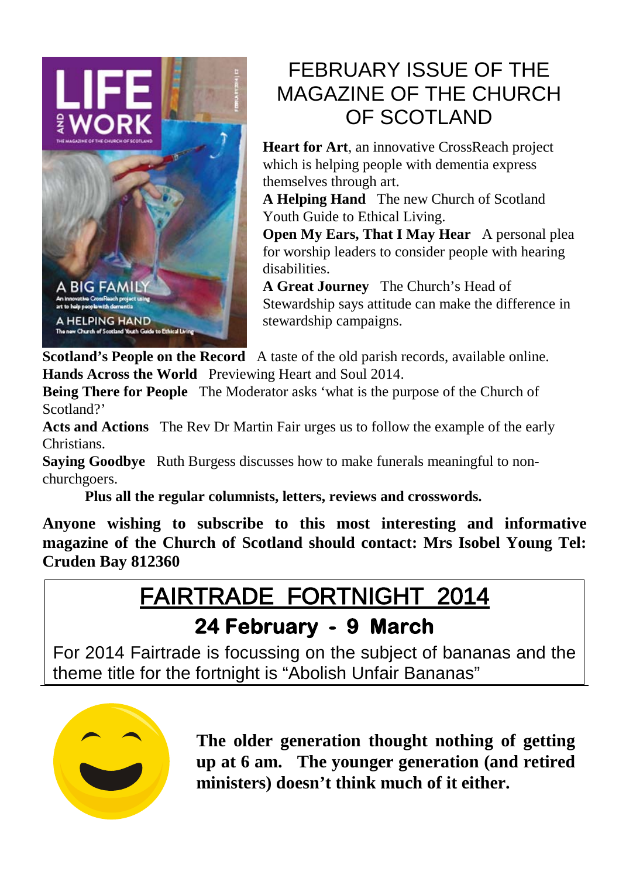# FEBRUARY ISSUE OF THE MAGAZINE OF THE CHURCH OF SCOTLAND

**Heart for Art**, an innovative CrossReach project which is helping people with dementia express themselves through art.
**A Helping Hand** The new Church of Scotland Youth Guide to Ethical Living.
**Open My Ears, That I May Hear** A personal plea for worship leaders to consider people with hearing disabilities.
**A Great Journey** The Church's Head of Stewardship says attitude can make the difference in stewardship campaigns.
**Scotland's People on the Record** A taste of the old parish records, available online.
**Hands Across the World** Previewing Heart and Soul 2014.
**Being There for People** The Moderator asks 'what is the purpose of the Church of Scotland?'
**Acts and Actions** The Rev Dr Martin Fair urges us to follow the example of the early Christians.
**Saying Goodbye** Ruth Burgess discusses how to make funerals meaningful to non-churchgoers.

**Plus all the regular columnists, letters, reviews and crosswords.**

**Anyone wishing to subscribe to this most interesting and informative magazine of the Church of Scotland should contact: Mrs Isobel Young Tel: Cruden Bay 812360**

## FAIRTRADE FORTNIGHT 2014

### 24 February - 9 March

For 2014 Fairtrade is focussing on the subject of bananas and the theme title for the fortnight is "Abolish Unfair Bananas"

**The older generation thought nothing of getting up at 6 am. The younger generation (and retired ministers) doesn't think much of it either.**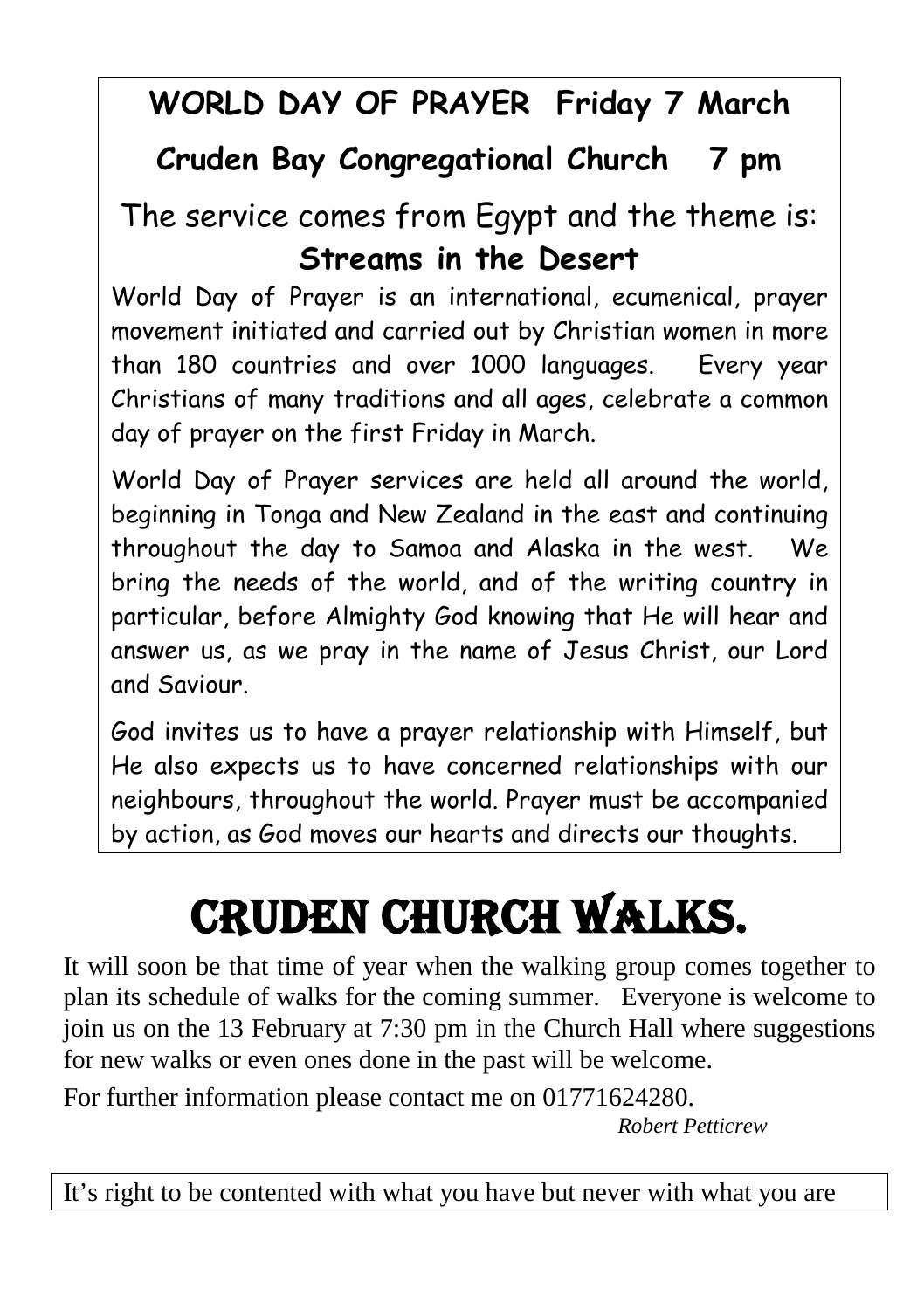**WORLD DAY OF PRAYER Friday 7 March**

**Cruden Bay Congregational Church 7 pm**

The service comes from Egypt and the theme is:

**Streams in the Desert**

World Day of Prayer is an international, ecumenical, prayer movement initiated and carried out by Christian women in more than 180 countries and over 1000 languages. Every year Christians of many traditions and all ages, celebrate a common day of prayer on the first Friday in March.

World Day of Prayer services are held all around the world, beginning in Tonga and New Zealand in the east and continuing throughout the day to Samoa and Alaska in the west. We bring the needs of the world, and of the writing country in particular, before Almighty God knowing that He will hear and answer us, as we pray in the name of Jesus Christ, our Lord and Saviour.

God invites us to have a prayer relationship with Himself, but He also expects us to have concerned relationships with our neighbours, throughout the world. Prayer must be accompanied by action, as God moves our hearts and directs our thoughts.

# CRUDEN CHURCH WALKS.

It will soon be that time of year when the walking group comes together to plan its schedule of walks for the coming summer. Everyone is welcome to join us on the 13 February at 7:30 pm in the Church Hall where suggestions for new walks or even ones done in the past will be welcome.

For further information please contact me on 01771624280.

*Robert Petticrew*

It's right to be contented with what you have but never with what you are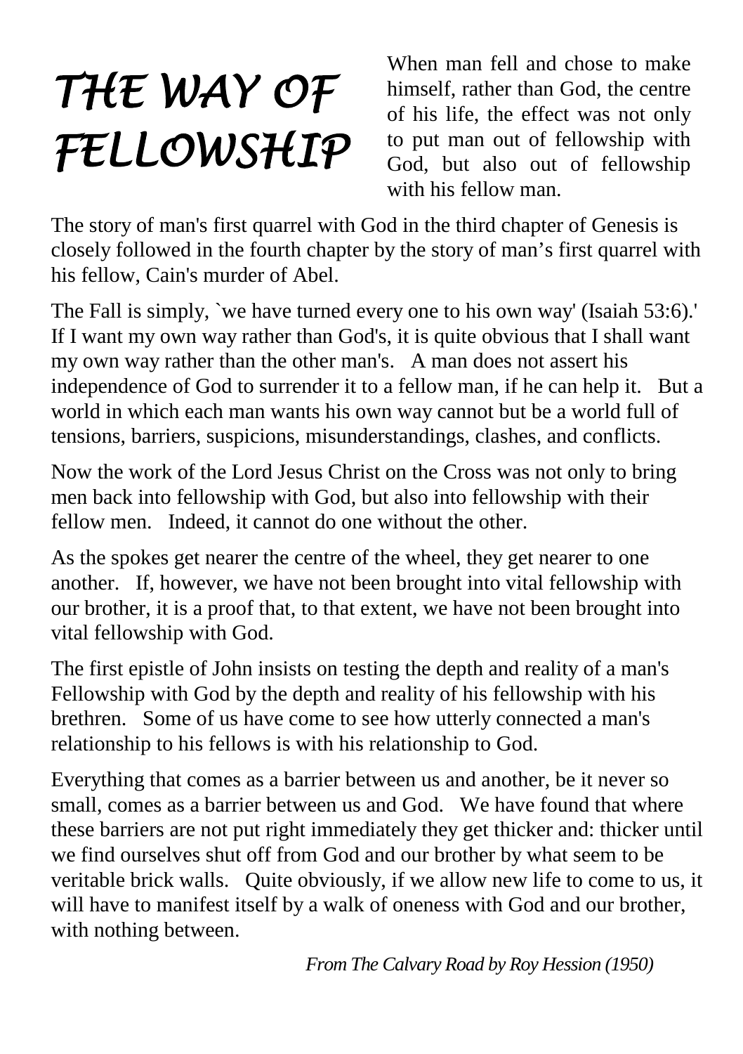# THE WAY OF FELLOWSHIP

When man fell and chose to make himself, rather than God, the centre of his life, the effect was not only to put man out of fellowship with God, but also out of fellowship with his fellow man.

The story of man's first quarrel with God in the third chapter of Genesis is closely followed in the fourth chapter by the story of man's first quarrel with his fellow, Cain's murder of Abel.

The Fall is simply, `we have turned every one to his own way' (Isaiah 53:6).' If I want my own way rather than God's, it is quite obvious that I shall want my own way rather than the other man's. A man does not assert his independence of God to surrender it to a fellow man, if he can help it. But a world in which each man wants his own way cannot but be a world full of tensions, barriers, suspicions, misunderstandings, clashes, and conflicts.

Now the work of the Lord Jesus Christ on the Cross was not only to bring men back into fellowship with God, but also into fellowship with their fellow men. Indeed, it cannot do one without the other.

As the spokes get nearer the centre of the wheel, they get nearer to one another. If, however, we have not been brought into vital fellowship with our brother, it is a proof that, to that extent, we have not been brought into vital fellowship with God.

The first epistle of John insists on testing the depth and reality of a man's Fellowship with God by the depth and reality of his fellowship with his brethren. Some of us have come to see how utterly connected a man's relationship to his fellows is with his relationship to God.

Everything that comes as a barrier between us and another, be it never so small, comes as a barrier between us and God. We have found that where these barriers are not put right immediately they get thicker and: thicker until we find ourselves shut off from God and our brother by what seem to be veritable brick walls. Quite obviously, if we allow new life to come to us, it will have to manifest itself by a walk of oneness with God and our brother, with nothing between.

*From The Calvary Road by Roy Hession (1950)*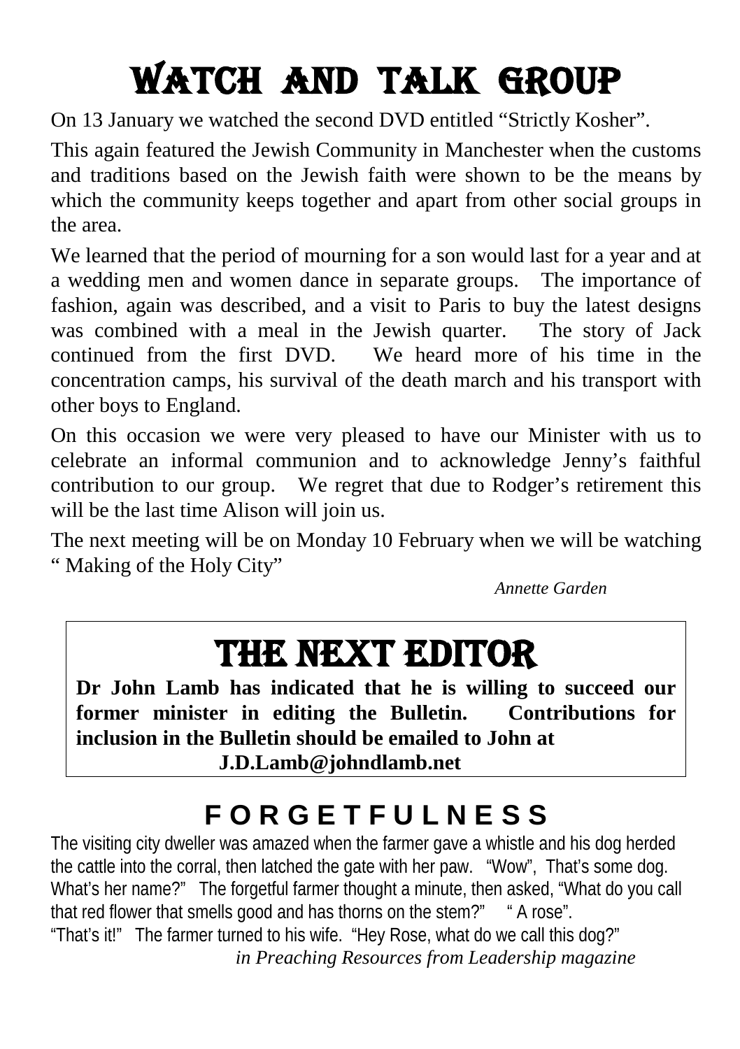# WATCH AND TALK GROUP

On 13 January we watched the second DVD entitled "Strictly Kosher".

This again featured the Jewish Community in Manchester when the customs and traditions based on the Jewish faith were shown to be the means by which the community keeps together and apart from other social groups in the area.

We learned that the period of mourning for a son would last for a year and at a wedding men and women dance in separate groups. The importance of fashion, again was described, and a visit to Paris to buy the latest designs was combined with a meal in the Jewish quarter. The story of Jack continued from the first DVD. We heard more of his time in the concentration camps, his survival of the death march and his transport with other boys to England.

On this occasion we were very pleased to have our Minister with us to celebrate an informal communion and to acknowledge Jenny's faithful contribution to our group. We regret that due to Rodger's retirement this will be the last time Alison will join us.

The next meeting will be on Monday 10 February when we will be watching " Making of the Holy City"

*Annette Garden*

# THE NEXT EDITOR

**Dr John Lamb has indicated that he is willing to succeed our former minister in editing the Bulletin. Contributions for inclusion in the Bulletin should be emailed to John at J.D.Lamb@johndlamb.net**

## F O R G E T F U L N E S S

The visiting city dweller was amazed when the farmer gave a whistle and his dog herded the cattle into the corral, then latched the gate with her paw. "Wow", That's some dog. What's her name?" The forgetful farmer thought a minute, then asked, "What do you call that red flower that smells good and has thorns on the stem?" " A rose". "That's it!" The farmer turned to his wife. "Hey Rose, what do we call this dog?"

*in Preaching Resources from Leadership magazine*